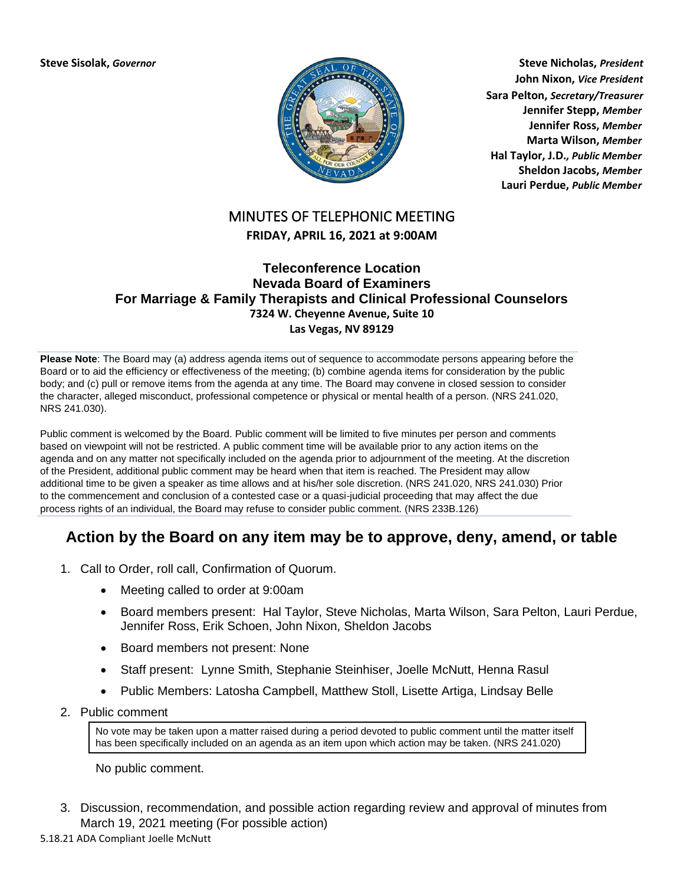**Steve Sisolak,** ***Governor***

**Steve Nicholas,** ***President***
**John Nixon,** ***Vice President***
**Sara Pelton,** ***Secretary/Treasurer***
**Jennifer Stepp,** ***Member***
**Jennifer Ross,** ***Member***
**Marta Wilson,** ***Member***
**Hal Taylor, J.D.,** ***Public Member***
**Sheldon Jacobs,** ***Member***
**Lauri Perdue,** ***Public Member***

# MINUTES OF TELEPHONIC MEETING

**FRIDAY, APRIL 16, 2021 at 9:00AM**

## Teleconference Location
## Nevada Board of Examiners
## For Marriage & Family Therapists and Clinical Professional Counselors

**7324 W. Cheyenne Avenue, Suite 10**
**Las Vegas, NV 89129**

**Please Note**: The Board may (a) address agenda items out of sequence to accommodate persons appearing before the Board or to aid the efficiency or effectiveness of the meeting; (b) combine agenda items for consideration by the public body; and (c) pull or remove items from the agenda at any time. The Board may convene in closed session to consider the character, alleged misconduct, professional competence or physical or mental health of a person. (NRS 241.020, NRS 241.030).

Public comment is welcomed by the Board. Public comment will be limited to five minutes per person and comments based on viewpoint will not be restricted. A public comment time will be available prior to any action items on the agenda and on any matter not specifically included on the agenda prior to adjournment of the meeting. At the discretion of the President, additional public comment may be heard when that item is reached. The President may allow additional time to be given a speaker as time allows and at his/her sole discretion. (NRS 241.020, NRS 241.030) Prior to the commencement and conclusion of a contested case or a quasi-judicial proceeding that may affect the due process rights of an individual, the Board may refuse to consider public comment. (NRS 233B.126)

## Action by the Board on any item may be to approve, deny, amend, or table

1. Call to Order, roll call, Confirmation of Quorum.
   - Meeting called to order at 9:00am
   - Board members present: Hal Taylor, Steve Nicholas, Marta Wilson, Sara Pelton, Lauri Perdue, Jennifer Ross, Erik Schoen, John Nixon, Sheldon Jacobs
   - Board members not present: None
   - Staff present: Lynne Smith, Stephanie Steinhiser, Joelle McNutt, Henna Rasul
   - Public Members: Latosha Campbell, Matthew Stoll, Lisette Artiga, Lindsay Belle
2. Public comment

   No vote may be taken upon a matter raised during a period devoted to public comment until the matter itself has been specifically included on an agenda as an item upon which action may be taken. (NRS 241.020)

   No public comment.
3. Discussion, recommendation, and possible action regarding review and approval of minutes from March 19, 2021 meeting (For possible action)

5.18.21 ADA Compliant Joelle McNutt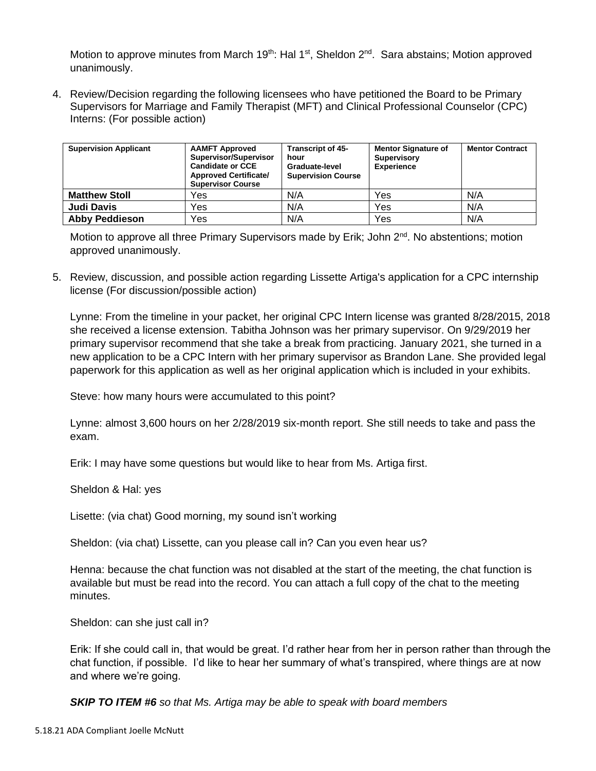Motion to approve minutes from March 19th: Hal 1st, Sheldon 2nd. Sara abstains; Motion approved unanimously.

4. Review/Decision regarding the following licensees who have petitioned the Board to be Primary Supervisors for Marriage and Family Therapist (MFT) and Clinical Professional Counselor (CPC) Interns: (For possible action)

| Supervision Applicant | AAMFT Approved Supervisor/Supervisor Candidate or CCE Approved Certificate/ Supervisor Course | Transcript of 45-hour Graduate-level Supervision Course | Mentor Signature of Supervisory Experience | Mentor Contract |
|---|---|---|---|---|
| **Matthew Stoll** | Yes | N/A | Yes | N/A |
| **Judi Davis** | Yes | N/A | Yes | N/A |
| **Abby Peddieson** | Yes | N/A | Yes | N/A |

Motion to approve all three Primary Supervisors made by Erik; John 2nd. No abstentions; motion approved unanimously.

5. Review, discussion, and possible action regarding Lissette Artiga's application for a CPC internship license (For discussion/possible action)

Lynne: From the timeline in your packet, her original CPC Intern license was granted 8/28/2015, 2018 she received a license extension. Tabitha Johnson was her primary supervisor. On 9/29/2019 her primary supervisor recommend that she take a break from practicing. January 2021, she turned in a new application to be a CPC Intern with her primary supervisor as Brandon Lane. She provided legal paperwork for this application as well as her original application which is included in your exhibits.

Steve: how many hours were accumulated to this point?

Lynne: almost 3,600 hours on her 2/28/2019 six-month report. She still needs to take and pass the exam.

Erik: I may have some questions but would like to hear from Ms. Artiga first.

Sheldon & Hal: yes

Lisette: (via chat) Good morning, my sound isn't working

Sheldon: (via chat) Lissette, can you please call in? Can you even hear us?

Henna: because the chat function was not disabled at the start of the meeting, the chat function is available but must be read into the record. You can attach a full copy of the chat to the meeting minutes.

Sheldon: can she just call in?

Erik: If she could call in, that would be great. I'd rather hear from her in person rather than through the chat function, if possible. I'd like to hear her summary of what's transpired, where things are at now and where we're going.

***SKIP TO ITEM #6*** *so that Ms. Artiga may be able to speak with board members*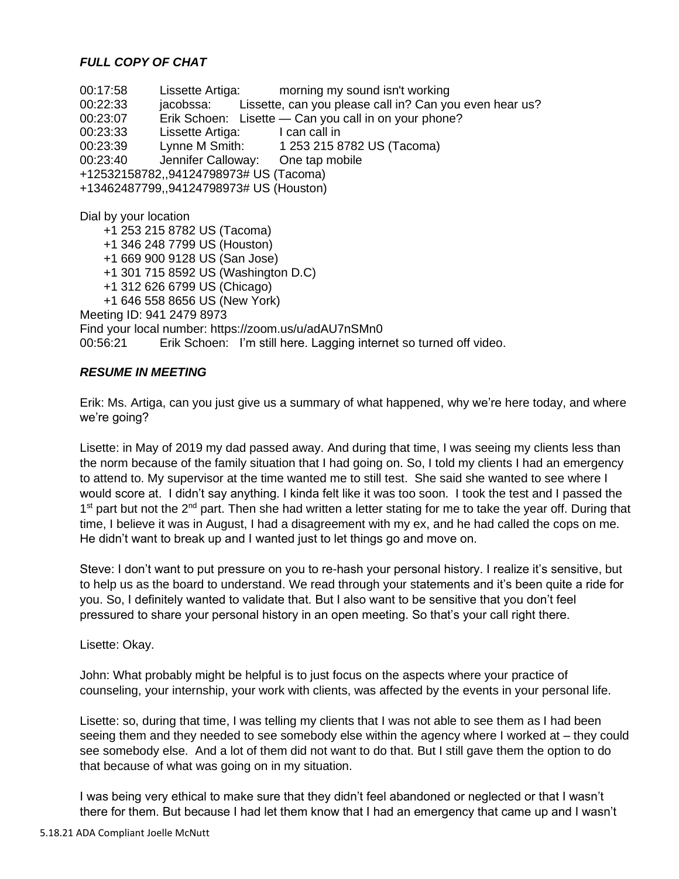***FULL COPY OF CHAT***

00:17:58 Lissette Artiga: morning my sound isn't working
00:22:33 jacobssa: Lissette, can you please call in? Can you even hear us?
00:23:07 Erik Schoen: Lisette — Can you call in on your phone?
00:23:33 Lissette Artiga: I can call in
00:23:39 Lynne M Smith: 1 253 215 8782 US (Tacoma)
00:23:40 Jennifer Calloway: One tap mobile
+12532158782,,94124798973# US (Tacoma)
+13462487799,,94124798973# US (Houston)

Dial by your location
+1 253 215 8782 US (Tacoma)
+1 346 248 7799 US (Houston)
+1 669 900 9128 US (San Jose)
+1 301 715 8592 US (Washington D.C)
+1 312 626 6799 US (Chicago)
+1 646 558 8656 US (New York)
Meeting ID: 941 2479 8973
Find your local number: https://zoom.us/u/adAU7nSMn0
00:56:21 Erik Schoen: I'm still here. Lagging internet so turned off video.

***RESUME IN MEETING***

Erik: Ms. Artiga, can you just give us a summary of what happened, why we're here today, and where we're going?

Lisette: in May of 2019 my dad passed away. And during that time, I was seeing my clients less than the norm because of the family situation that I had going on. So, I told my clients I had an emergency to attend to. My supervisor at the time wanted me to still test. She said she wanted to see where I would score at. I didn't say anything. I kinda felt like it was too soon. I took the test and I passed the 1st part but not the 2nd part. Then she had written a letter stating for me to take the year off. During that time, I believe it was in August, I had a disagreement with my ex, and he had called the cops on me. He didn't want to break up and I wanted just to let things go and move on.

Steve: I don't want to put pressure on you to re-hash your personal history. I realize it's sensitive, but to help us as the board to understand. We read through your statements and it's been quite a ride for you. So, I definitely wanted to validate that. But I also want to be sensitive that you don't feel pressured to share your personal history in an open meeting. So that's your call right there.

Lisette: Okay.

John: What probably might be helpful is to just focus on the aspects where your practice of counseling, your internship, your work with clients, was affected by the events in your personal life.

Lisette: so, during that time, I was telling my clients that I was not able to see them as I had been seeing them and they needed to see somebody else within the agency where I worked at – they could see somebody else. And a lot of them did not want to do that. But I still gave them the option to do that because of what was going on in my situation.

I was being very ethical to make sure that they didn't feel abandoned or neglected or that I wasn't there for them. But because I had let them know that I had an emergency that came up and I wasn't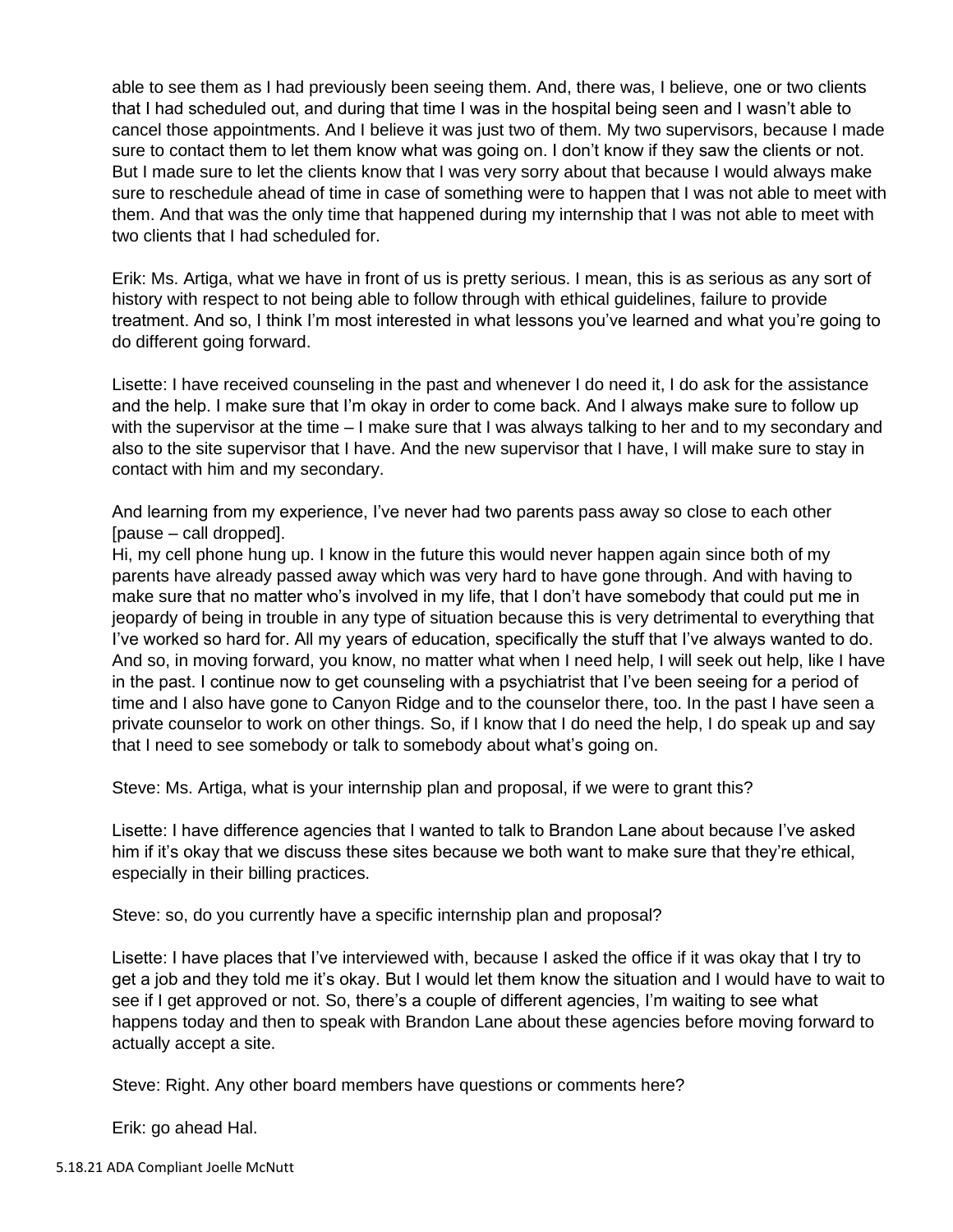able to see them as I had previously been seeing them. And, there was, I believe, one or two clients that I had scheduled out, and during that time I was in the hospital being seen and I wasn't able to cancel those appointments. And I believe it was just two of them. My two supervisors, because I made sure to contact them to let them know what was going on. I don't know if they saw the clients or not. But I made sure to let the clients know that I was very sorry about that because I would always make sure to reschedule ahead of time in case of something were to happen that I was not able to meet with them. And that was the only time that happened during my internship that I was not able to meet with two clients that I had scheduled for.

Erik: Ms. Artiga, what we have in front of us is pretty serious. I mean, this is as serious as any sort of history with respect to not being able to follow through with ethical guidelines, failure to provide treatment. And so, I think I'm most interested in what lessons you've learned and what you're going to do different going forward.

Lisette: I have received counseling in the past and whenever I do need it, I do ask for the assistance and the help. I make sure that I'm okay in order to come back. And I always make sure to follow up with the supervisor at the time – I make sure that I was always talking to her and to my secondary and also to the site supervisor that I have. And the new supervisor that I have, I will make sure to stay in contact with him and my secondary.

And learning from my experience, I've never had two parents pass away so close to each other [pause – call dropped].
Hi, my cell phone hung up. I know in the future this would never happen again since both of my parents have already passed away which was very hard to have gone through. And with having to make sure that no matter who's involved in my life, that I don't have somebody that could put me in jeopardy of being in trouble in any type of situation because this is very detrimental to everything that I've worked so hard for. All my years of education, specifically the stuff that I've always wanted to do. And so, in moving forward, you know, no matter what when I need help, I will seek out help, like I have in the past. I continue now to get counseling with a psychiatrist that I've been seeing for a period of time and I also have gone to Canyon Ridge and to the counselor there, too. In the past I have seen a private counselor to work on other things. So, if I know that I do need the help, I do speak up and say that I need to see somebody or talk to somebody about what's going on.

Steve: Ms. Artiga, what is your internship plan and proposal, if we were to grant this?

Lisette: I have difference agencies that I wanted to talk to Brandon Lane about because I've asked him if it's okay that we discuss these sites because we both want to make sure that they're ethical, especially in their billing practices.

Steve: so, do you currently have a specific internship plan and proposal?

Lisette: I have places that I've interviewed with, because I asked the office if it was okay that I try to get a job and they told me it's okay. But I would let them know the situation and I would have to wait to see if I get approved or not. So, there's a couple of different agencies, I'm waiting to see what happens today and then to speak with Brandon Lane about these agencies before moving forward to actually accept a site.

Steve: Right. Any other board members have questions or comments here?

Erik: go ahead Hal.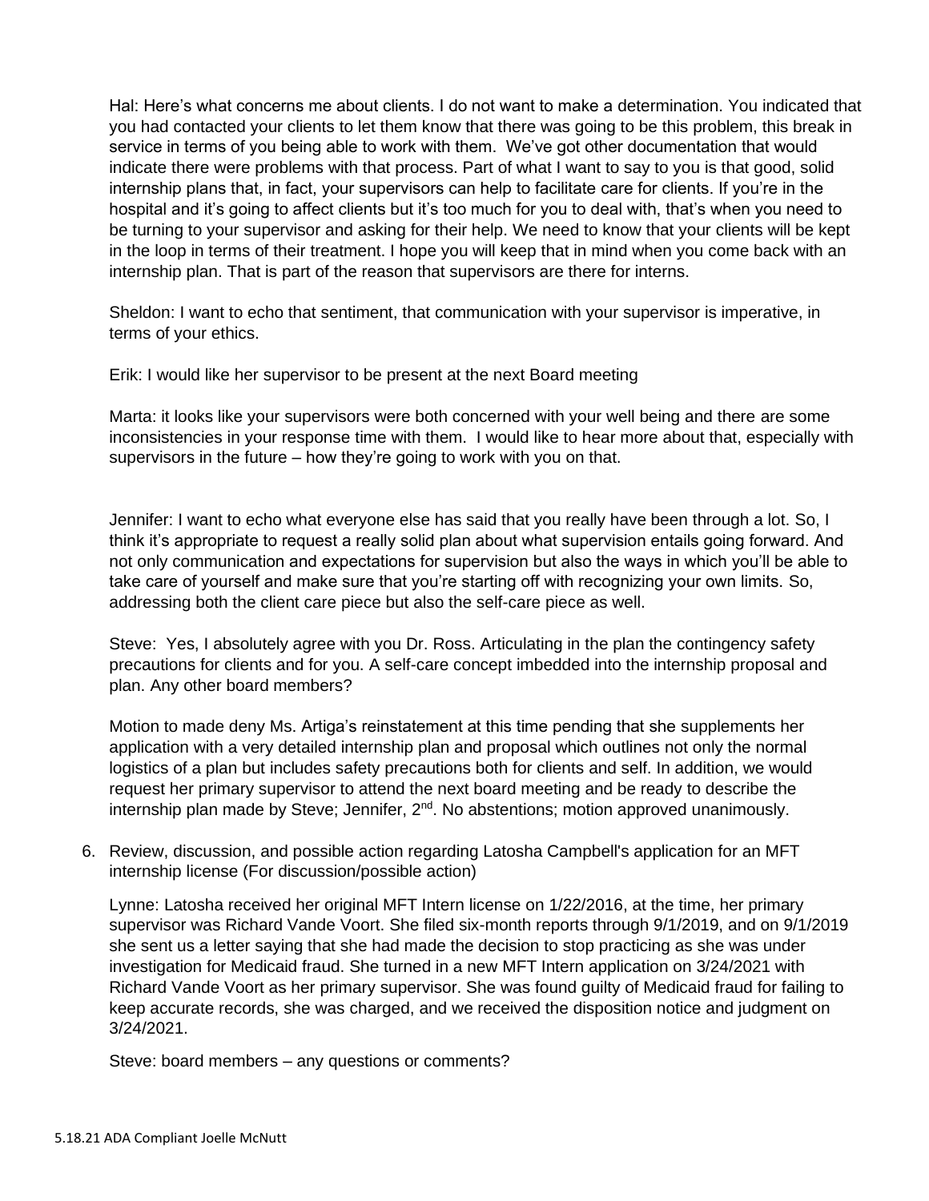Hal: Here's what concerns me about clients. I do not want to make a determination. You indicated that you had contacted your clients to let them know that there was going to be this problem, this break in service in terms of you being able to work with them. We've got other documentation that would indicate there were problems with that process. Part of what I want to say to you is that good, solid internship plans that, in fact, your supervisors can help to facilitate care for clients. If you're in the hospital and it's going to affect clients but it's too much for you to deal with, that's when you need to be turning to your supervisor and asking for their help. We need to know that your clients will be kept in the loop in terms of their treatment. I hope you will keep that in mind when you come back with an internship plan. That is part of the reason that supervisors are there for interns.

Sheldon: I want to echo that sentiment, that communication with your supervisor is imperative, in terms of your ethics.

Erik: I would like her supervisor to be present at the next Board meeting

Marta: it looks like your supervisors were both concerned with your well being and there are some inconsistencies in your response time with them. I would like to hear more about that, especially with supervisors in the future – how they're going to work with you on that.

Jennifer: I want to echo what everyone else has said that you really have been through a lot. So, I think it's appropriate to request a really solid plan about what supervision entails going forward. And not only communication and expectations for supervision but also the ways in which you'll be able to take care of yourself and make sure that you're starting off with recognizing your own limits. So, addressing both the client care piece but also the self-care piece as well.

Steve: Yes, I absolutely agree with you Dr. Ross. Articulating in the plan the contingency safety precautions for clients and for you. A self-care concept imbedded into the internship proposal and plan. Any other board members?

Motion to made deny Ms. Artiga's reinstatement at this time pending that she supplements her application with a very detailed internship plan and proposal which outlines not only the normal logistics of a plan but includes safety precautions both for clients and self. In addition, we would request her primary supervisor to attend the next board meeting and be ready to describe the internship plan made by Steve; Jennifer, 2nd. No abstentions; motion approved unanimously.

6. Review, discussion, and possible action regarding Latosha Campbell's application for an MFT internship license (For discussion/possible action)

   Lynne: Latosha received her original MFT Intern license on 1/22/2016, at the time, her primary supervisor was Richard Vande Voort. She filed six-month reports through 9/1/2019, and on 9/1/2019 she sent us a letter saying that she had made the decision to stop practicing as she was under investigation for Medicaid fraud. She turned in a new MFT Intern application on 3/24/2021 with Richard Vande Voort as her primary supervisor. She was found guilty of Medicaid fraud for failing to keep accurate records, she was charged, and we received the disposition notice and judgment on 3/24/2021.

   Steve: board members – any questions or comments?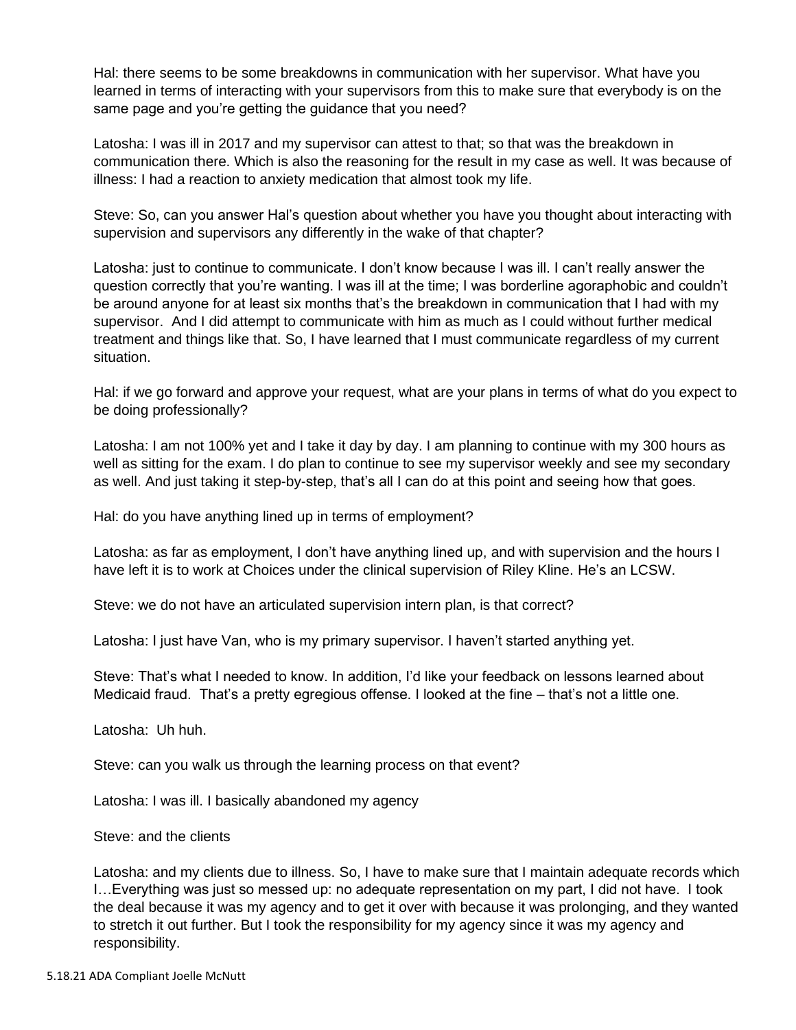Hal: there seems to be some breakdowns in communication with her supervisor. What have you learned in terms of interacting with your supervisors from this to make sure that everybody is on the same page and you're getting the guidance that you need?

Latosha: I was ill in 2017 and my supervisor can attest to that; so that was the breakdown in communication there. Which is also the reasoning for the result in my case as well. It was because of illness: I had a reaction to anxiety medication that almost took my life.

Steve: So, can you answer Hal's question about whether you have you thought about interacting with supervision and supervisors any differently in the wake of that chapter?

Latosha: just to continue to communicate. I don't know because I was ill. I can't really answer the question correctly that you're wanting. I was ill at the time; I was borderline agoraphobic and couldn't be around anyone for at least six months that's the breakdown in communication that I had with my supervisor. And I did attempt to communicate with him as much as I could without further medical treatment and things like that. So, I have learned that I must communicate regardless of my current situation.

Hal: if we go forward and approve your request, what are your plans in terms of what do you expect to be doing professionally?

Latosha: I am not 100% yet and I take it day by day. I am planning to continue with my 300 hours as well as sitting for the exam. I do plan to continue to see my supervisor weekly and see my secondary as well. And just taking it step-by-step, that's all I can do at this point and seeing how that goes.

Hal: do you have anything lined up in terms of employment?

Latosha: as far as employment, I don't have anything lined up, and with supervision and the hours I have left it is to work at Choices under the clinical supervision of Riley Kline. He's an LCSW.

Steve: we do not have an articulated supervision intern plan, is that correct?

Latosha: I just have Van, who is my primary supervisor. I haven't started anything yet.

Steve: That's what I needed to know. In addition, I'd like your feedback on lessons learned about Medicaid fraud. That's a pretty egregious offense. I looked at the fine – that's not a little one.

Latosha: Uh huh.

Steve: can you walk us through the learning process on that event?

Latosha: I was ill. I basically abandoned my agency

Steve: and the clients

Latosha: and my clients due to illness. So, I have to make sure that I maintain adequate records which I…Everything was just so messed up: no adequate representation on my part, I did not have. I took the deal because it was my agency and to get it over with because it was prolonging, and they wanted to stretch it out further. But I took the responsibility for my agency since it was my agency and responsibility.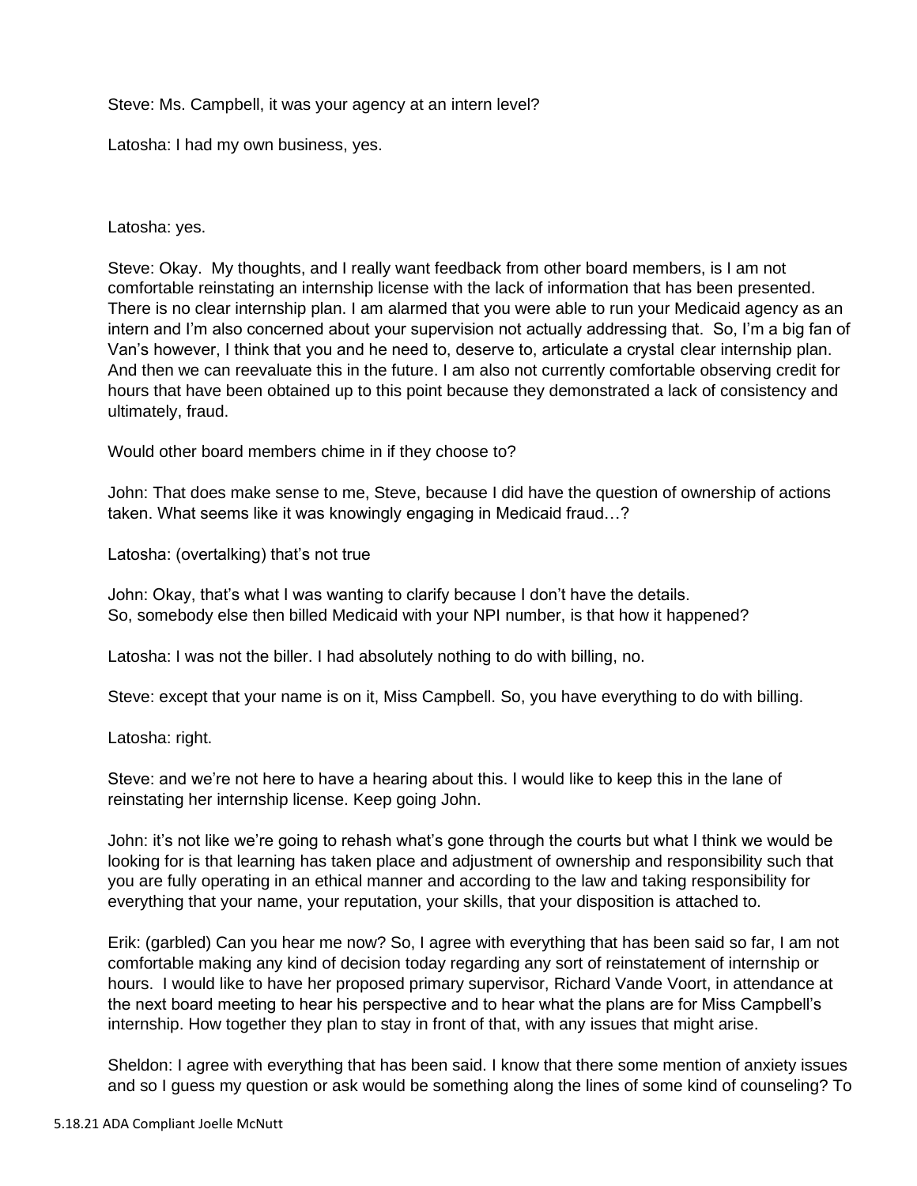Steve: Ms. Campbell, it was your agency at an intern level?

Latosha: I had my own business, yes.

Latosha: yes.

Steve: Okay. My thoughts, and I really want feedback from other board members, is I am not comfortable reinstating an internship license with the lack of information that has been presented. There is no clear internship plan. I am alarmed that you were able to run your Medicaid agency as an intern and I'm also concerned about your supervision not actually addressing that. So, I'm a big fan of Van's however, I think that you and he need to, deserve to, articulate a crystal clear internship plan. And then we can reevaluate this in the future. I am also not currently comfortable observing credit for hours that have been obtained up to this point because they demonstrated a lack of consistency and ultimately, fraud.

Would other board members chime in if they choose to?

John: That does make sense to me, Steve, because I did have the question of ownership of actions taken. What seems like it was knowingly engaging in Medicaid fraud…?

Latosha: (overtalking) that's not true

John: Okay, that's what I was wanting to clarify because I don't have the details.
So, somebody else then billed Medicaid with your NPI number, is that how it happened?

Latosha: I was not the biller. I had absolutely nothing to do with billing, no.

Steve: except that your name is on it, Miss Campbell. So, you have everything to do with billing.

Latosha: right.

Steve: and we're not here to have a hearing about this. I would like to keep this in the lane of reinstating her internship license. Keep going John.

John: it's not like we're going to rehash what's gone through the courts but what I think we would be looking for is that learning has taken place and adjustment of ownership and responsibility such that you are fully operating in an ethical manner and according to the law and taking responsibility for everything that your name, your reputation, your skills, that your disposition is attached to.

Erik: (garbled) Can you hear me now? So, I agree with everything that has been said so far, I am not comfortable making any kind of decision today regarding any sort of reinstatement of internship or hours. I would like to have her proposed primary supervisor, Richard Vande Voort, in attendance at the next board meeting to hear his perspective and to hear what the plans are for Miss Campbell's internship. How together they plan to stay in front of that, with any issues that might arise.

Sheldon: I agree with everything that has been said. I know that there some mention of anxiety issues and so I guess my question or ask would be something along the lines of some kind of counseling? To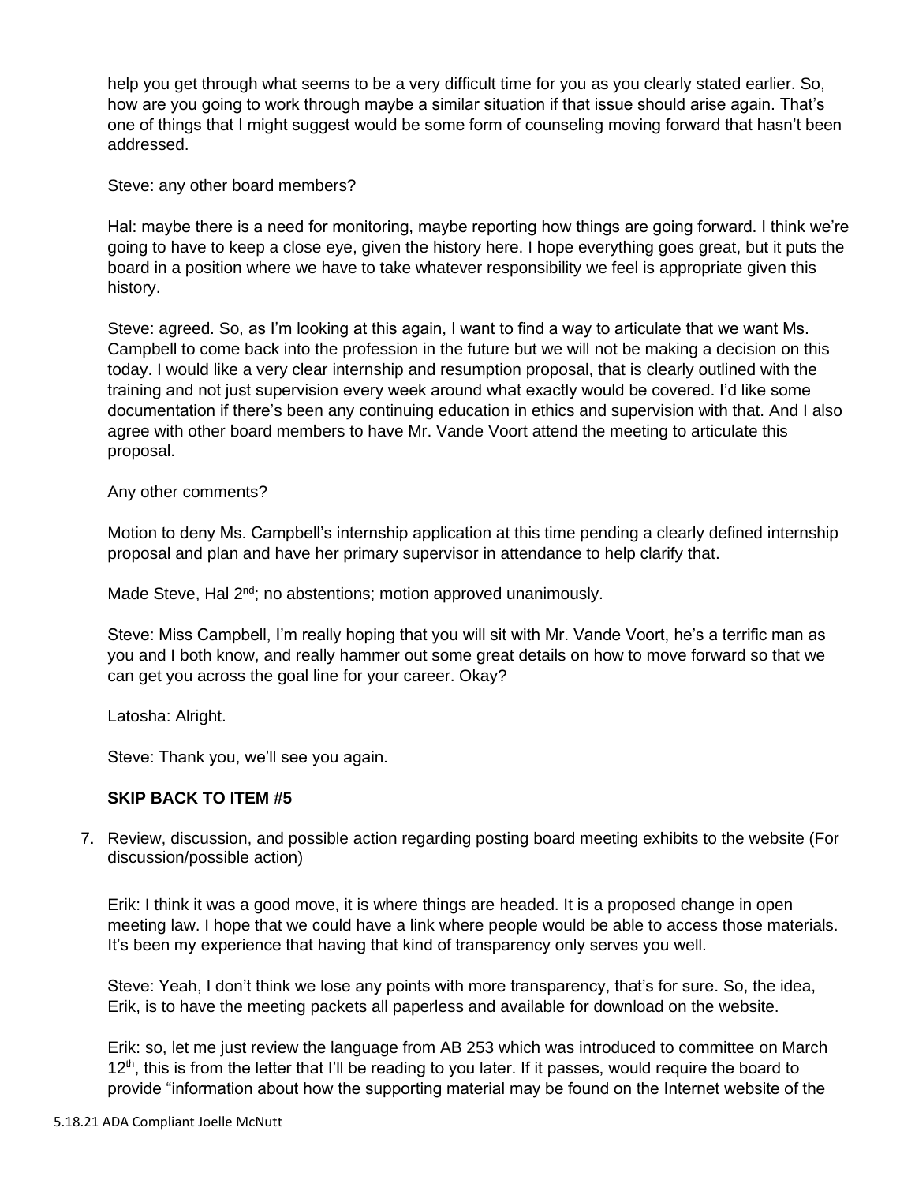help you get through what seems to be a very difficult time for you as you clearly stated earlier. So, how are you going to work through maybe a similar situation if that issue should arise again. That's one of things that I might suggest would be some form of counseling moving forward that hasn't been addressed.

Steve: any other board members?

Hal: maybe there is a need for monitoring, maybe reporting how things are going forward. I think we're going to have to keep a close eye, given the history here. I hope everything goes great, but it puts the board in a position where we have to take whatever responsibility we feel is appropriate given this history.

Steve: agreed. So, as I'm looking at this again, I want to find a way to articulate that we want Ms. Campbell to come back into the profession in the future but we will not be making a decision on this today. I would like a very clear internship and resumption proposal, that is clearly outlined with the training and not just supervision every week around what exactly would be covered. I'd like some documentation if there's been any continuing education in ethics and supervision with that. And I also agree with other board members to have Mr. Vande Voort attend the meeting to articulate this proposal.

Any other comments?

Motion to deny Ms. Campbell's internship application at this time pending a clearly defined internship proposal and plan and have her primary supervisor in attendance to help clarify that.

Made Steve, Hal 2nd; no abstentions; motion approved unanimously.

Steve: Miss Campbell, I'm really hoping that you will sit with Mr. Vande Voort, he's a terrific man as you and I both know, and really hammer out some great details on how to move forward so that we can get you across the goal line for your career. Okay?

Latosha: Alright.

Steve: Thank you, we'll see you again.

**SKIP BACK TO ITEM #5**

7. Review, discussion, and possible action regarding posting board meeting exhibits to the website (For discussion/possible action)

   Erik: I think it was a good move, it is where things are headed. It is a proposed change in open meeting law. I hope that we could have a link where people would be able to access those materials. It's been my experience that having that kind of transparency only serves you well.

   Steve: Yeah, I don't think we lose any points with more transparency, that's for sure. So, the idea, Erik, is to have the meeting packets all paperless and available for download on the website.

   Erik: so, let me just review the language from AB 253 which was introduced to committee on March 12th, this is from the letter that I'll be reading to you later. If it passes, would require the board to provide "information about how the supporting material may be found on the Internet website of the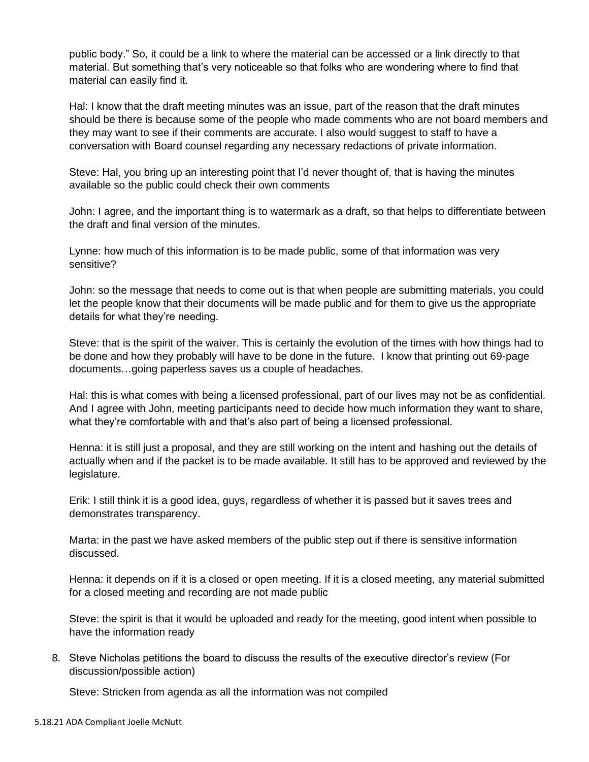public body." So, it could be a link to where the material can be accessed or a link directly to that material. But something that's very noticeable so that folks who are wondering where to find that material can easily find it.

Hal: I know that the draft meeting minutes was an issue, part of the reason that the draft minutes should be there is because some of the people who made comments who are not board members and they may want to see if their comments are accurate. I also would suggest to staff to have a conversation with Board counsel regarding any necessary redactions of private information.

Steve: Hal, you bring up an interesting point that I'd never thought of, that is having the minutes available so the public could check their own comments

John: I agree, and the important thing is to watermark as a draft, so that helps to differentiate between the draft and final version of the minutes.

Lynne: how much of this information is to be made public, some of that information was very sensitive?

John: so the message that needs to come out is that when people are submitting materials, you could let the people know that their documents will be made public and for them to give us the appropriate details for what they're needing.

Steve: that is the spirit of the waiver. This is certainly the evolution of the times with how things had to be done and how they probably will have to be done in the future. I know that printing out 69-page documents…going paperless saves us a couple of headaches.

Hal: this is what comes with being a licensed professional, part of our lives may not be as confidential. And I agree with John, meeting participants need to decide how much information they want to share, what they're comfortable with and that's also part of being a licensed professional.

Henna: it is still just a proposal, and they are still working on the intent and hashing out the details of actually when and if the packet is to be made available. It still has to be approved and reviewed by the legislature.

Erik: I still think it is a good idea, guys, regardless of whether it is passed but it saves trees and demonstrates transparency.

Marta: in the past we have asked members of the public step out if there is sensitive information discussed.

Henna: it depends on if it is a closed or open meeting. If it is a closed meeting, any material submitted for a closed meeting and recording are not made public

Steve: the spirit is that it would be uploaded and ready for the meeting, good intent when possible to have the information ready

8. Steve Nicholas petitions the board to discuss the results of the executive director's review (For discussion/possible action)

   Steve: Stricken from agenda as all the information was not compiled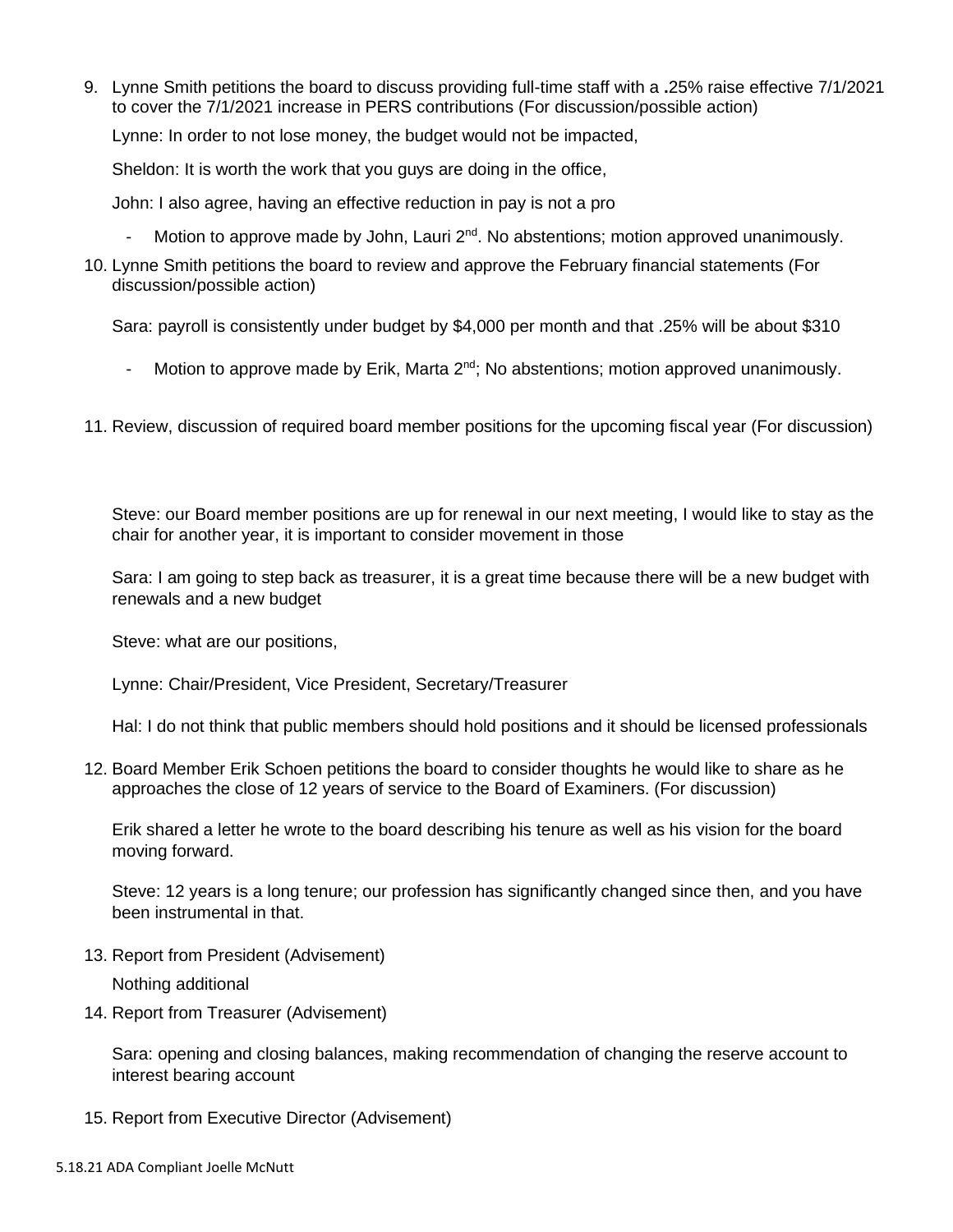9. Lynne Smith petitions the board to discuss providing full-time staff with a .25% raise effective 7/1/2021 to cover the 7/1/2021 increase in PERS contributions (For discussion/possible action)

   Lynne: In order to not lose money, the budget would not be impacted,

   Sheldon: It is worth the work that you guys are doing in the office,

   John: I also agree, having an effective reduction in pay is not a pro

   - Motion to approve made by John, Lauri 2nd. No abstentions; motion approved unanimously.

10. Lynne Smith petitions the board to review and approve the February financial statements (For discussion/possible action)

    Sara: payroll is consistently under budget by $4,000 per month and that .25% will be about $310

    - Motion to approve made by Erik, Marta 2nd; No abstentions; motion approved unanimously.

11. Review, discussion of required board member positions for the upcoming fiscal year (For discussion)

    Steve: our Board member positions are up for renewal in our next meeting, I would like to stay as the chair for another year, it is important to consider movement in those

    Sara: I am going to step back as treasurer, it is a great time because there will be a new budget with renewals and a new budget

    Steve: what are our positions,

    Lynne: Chair/President, Vice President, Secretary/Treasurer

    Hal: I do not think that public members should hold positions and it should be licensed professionals

12. Board Member Erik Schoen petitions the board to consider thoughts he would like to share as he approaches the close of 12 years of service to the Board of Examiners. (For discussion)

    Erik shared a letter he wrote to the board describing his tenure as well as his vision for the board moving forward.

    Steve: 12 years is a long tenure; our profession has significantly changed since then, and you have been instrumental in that.

13. Report from President (Advisement)

    Nothing additional

14. Report from Treasurer (Advisement)

    Sara: opening and closing balances, making recommendation of changing the reserve account to interest bearing account

15. Report from Executive Director (Advisement)

5.18.21 ADA Compliant Joelle McNutt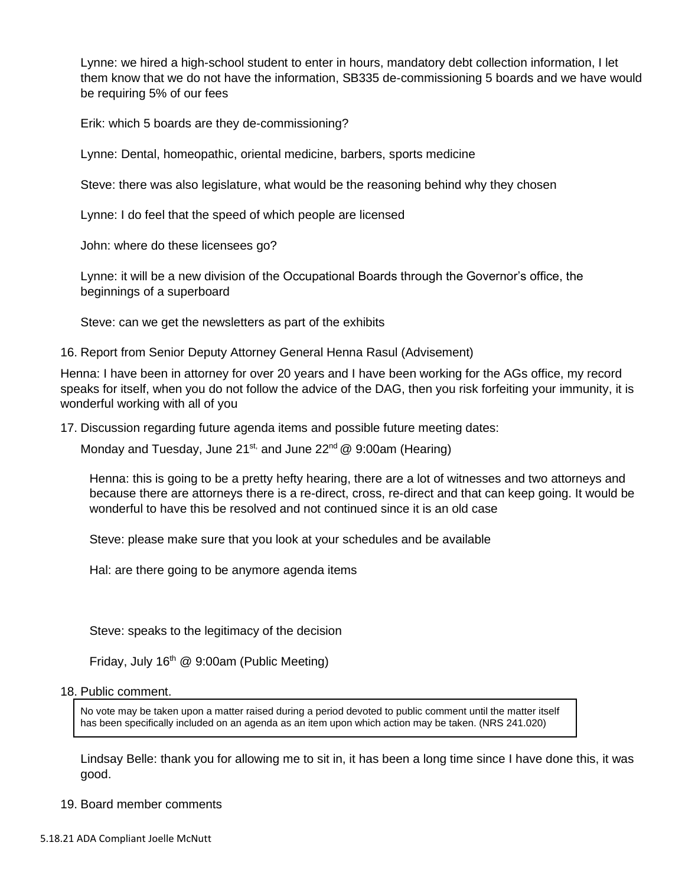Lynne: we hired a high-school student to enter in hours, mandatory debt collection information, I let them know that we do not have the information, SB335 de-commissioning 5 boards and we have would be requiring 5% of our fees

Erik: which 5 boards are they de-commissioning?

Lynne: Dental, homeopathic, oriental medicine, barbers, sports medicine

Steve: there was also legislature, what would be the reasoning behind why they chosen

Lynne: I do feel that the speed of which people are licensed

John: where do these licensees go?

Lynne: it will be a new division of the Occupational Boards through the Governor's office, the beginnings of a superboard

Steve: can we get the newsletters as part of the exhibits

16. Report from Senior Deputy Attorney General Henna Rasul (Advisement)

Henna: I have been in attorney for over 20 years and I have been working for the AGs office, my record speaks for itself, when you do not follow the advice of the DAG, then you risk forfeiting your immunity, it is wonderful working with all of you

17. Discussion regarding future agenda items and possible future meeting dates:

Monday and Tuesday, June 21st, and June 22nd @ 9:00am (Hearing)

Henna: this is going to be a pretty hefty hearing, there are a lot of witnesses and two attorneys and because there are attorneys there is a re-direct, cross, re-direct and that can keep going. It would be wonderful to have this be resolved and not continued since it is an old case

Steve: please make sure that you look at your schedules and be available

Hal: are there going to be anymore agenda items

Steve: speaks to the legitimacy of the decision

Friday, July 16th @ 9:00am (Public Meeting)

18. Public comment.

> No vote may be taken upon a matter raised during a period devoted to public comment until the matter itself has been specifically included on an agenda as an item upon which action may be taken. (NRS 241.020)

Lindsay Belle: thank you for allowing me to sit in, it has been a long time since I have done this, it was good.

19. Board member comments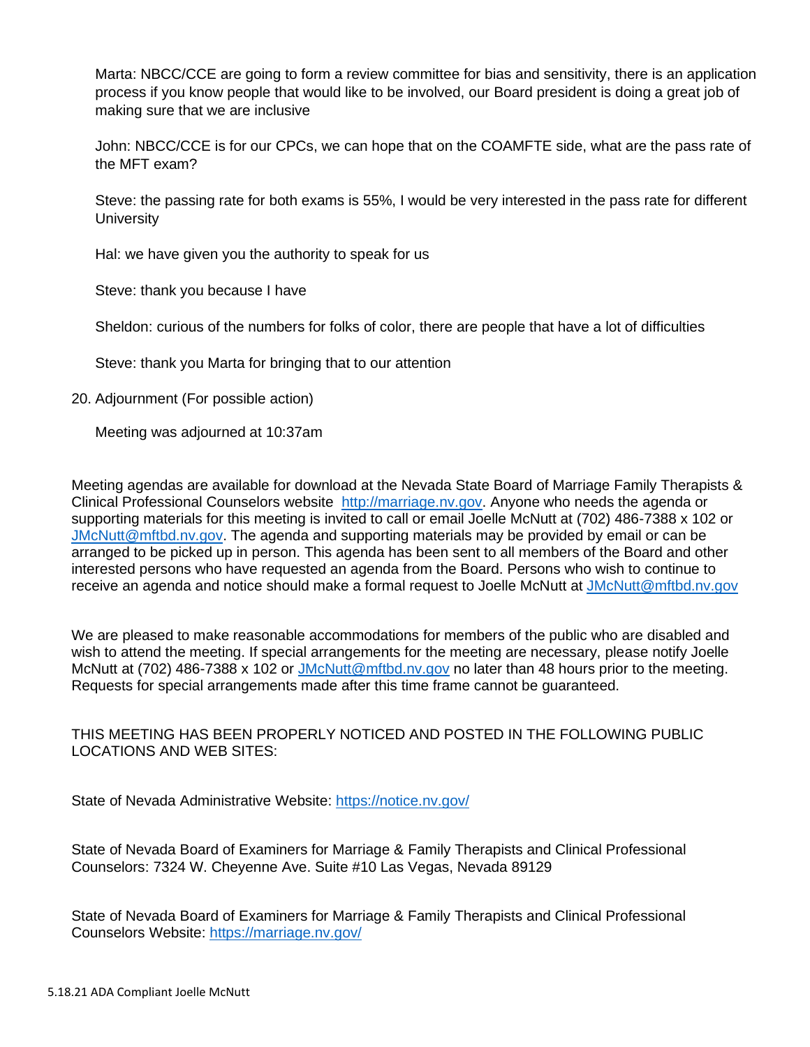Marta: NBCC/CCE are going to form a review committee for bias and sensitivity, there is an application process if you know people that would like to be involved, our Board president is doing a great job of making sure that we are inclusive

John: NBCC/CCE is for our CPCs, we can hope that on the COAMFTE side, what are the pass rate of the MFT exam?

Steve: the passing rate for both exams is 55%, I would be very interested in the pass rate for different University

Hal: we have given you the authority to speak for us

Steve: thank you because I have

Sheldon: curious of the numbers for folks of color, there are people that have a lot of difficulties

Steve: thank you Marta for bringing that to our attention

20. Adjournment (For possible action)

    Meeting was adjourned at 10:37am

Meeting agendas are available for download at the Nevada State Board of Marriage Family Therapists & Clinical Professional Counselors website [http://marriage.nv.gov](http://marriage.nv.gov). Anyone who needs the agenda or supporting materials for this meeting is invited to call or email Joelle McNutt at (702) 486-7388 x 102 or [JMcNutt@mftbd.nv.gov](mailto:JMcNutt@mftbd.nv.gov). The agenda and supporting materials may be provided by email or can be arranged to be picked up in person. This agenda has been sent to all members of the Board and other interested persons who have requested an agenda from the Board. Persons who wish to continue to receive an agenda and notice should make a formal request to Joelle McNutt at [JMcNutt@mftbd.nv.gov](mailto:JMcNutt@mftbd.nv.gov)

We are pleased to make reasonable accommodations for members of the public who are disabled and wish to attend the meeting. If special arrangements for the meeting are necessary, please notify Joelle McNutt at (702) 486-7388 x 102 or [JMcNutt@mftbd.nv.gov](mailto:JMcNutt@mftbd.nv.gov) no later than 48 hours prior to the meeting. Requests for special arrangements made after this time frame cannot be guaranteed.

THIS MEETING HAS BEEN PROPERLY NOTICED AND POSTED IN THE FOLLOWING PUBLIC LOCATIONS AND WEB SITES:

State of Nevada Administrative Website: [https://notice.nv.gov/](https://notice.nv.gov/)

State of Nevada Board of Examiners for Marriage & Family Therapists and Clinical Professional Counselors: 7324 W. Cheyenne Ave. Suite #10 Las Vegas, Nevada 89129

State of Nevada Board of Examiners for Marriage & Family Therapists and Clinical Professional Counselors Website: [https://marriage.nv.gov/](https://marriage.nv.gov/)

5.18.21 ADA Compliant Joelle McNutt